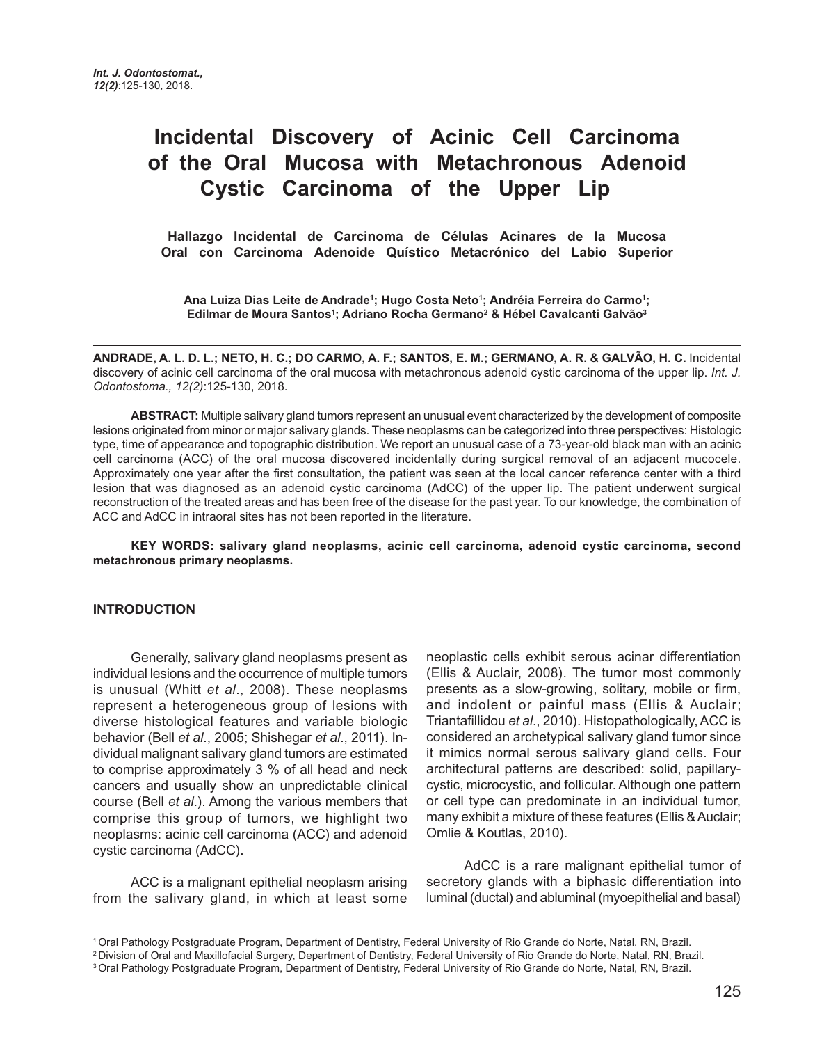# Incidental Discovery of Acinic Cell Carcinoma of the Oral Mucosa with Metachronous Adenoid Cystic Carcinoma of the Upper Lip

## Hallazgo Incidental de Carcinoma de Células Acinares de la Mucosa Oral con Carcinoma Adenoide Quístico Metacrónico del Labio Superior

**Ana Luiza Dias Leite de Andrade[1]; Hugo Costa Neto[1]; Andréia Ferreira do Carmo[1]; Edilmar de Moura Santos[1]; Adriano Rocha Germano[2] & Hébel Cavalcanti Galvão[3]**

**ANDRADE, A. L. D. L.; NETO, H. C.; DO CARMO, A. F.; SANTOS, E. M.; GERMANO, A. R. & GALVÃO, H. C.** Incidental discovery of acinic cell carcinoma of the oral mucosa with metachronous adenoid cystic carcinoma of the upper lip. *Int. J. Odontostoma., 12(2)*:125-130, 2018.

**ABSTRACT:** Multiple salivary gland tumors represent an unusual event characterized by the development of composite lesions originated from minor or major salivary glands. These neoplasms can be categorized into three perspectives: Histologic type, time of appearance and topographic distribution. We report an unusual case of a 73-year-old black man with an acinic cell carcinoma (ACC) of the oral mucosa discovered incidentally during surgical removal of an adjacent mucocele. Approximately one year after the first consultation, the patient was seen at the local cancer reference center with a third lesion that was diagnosed as an adenoid cystic carcinoma (AdCC) of the upper lip. The patient underwent surgical reconstruction of the treated areas and has been free of the disease for the past year. To our knowledge, the combination of ACC and AdCC in intraoral sites has not been reported in the literature.

**KEY WORDS: salivary gland neoplasms, acinic cell carcinoma, adenoid cystic carcinoma, second metachronous primary neoplasms.**

### INTRODUCTION

Generally, salivary gland neoplasms present as individual lesions and the occurrence of multiple tumors is unusual (Whitt *et al*., 2008). These neoplasms represent a heterogeneous group of lesions with diverse histological features and variable biologic behavior (Bell *et al*., 2005; Shishegar *et al*., 2011). Individual malignant salivary gland tumors are estimated to comprise approximately 3 % of all head and neck cancers and usually show an unpredictable clinical course (Bell *et al*.). Among the various members that comprise this group of tumors, we highlight two neoplasms: acinic cell carcinoma (ACC) and adenoid cystic carcinoma (AdCC).

ACC is a malignant epithelial neoplasm arising from the salivary gland, in which at least some neoplastic cells exhibit serous acinar differentiation (Ellis & Auclair, 2008). The tumor most commonly presents as a slow-growing, solitary, mobile or firm, and indolent or painful mass (Ellis & Auclair; Triantafillidou *et al*., 2010). Histopathologically, ACC is considered an archetypical salivary gland tumor since it mimics normal serous salivary gland cells. Four architectural patterns are described: solid, papillary-cystic, microcystic, and follicular. Although one pattern or cell type can predominate in an individual tumor, many exhibit a mixture of these features (Ellis & Auclair; Omlie & Koutlas, 2010).

AdCC is a rare malignant epithelial tumor of secretory glands with a biphasic differentiation into luminal (ductal) and abluminal (myoepithelial and basal)

[1] Oral Pathology Postgraduate Program, Department of Dentistry, Federal University of Rio Grande do Norte, Natal, RN, Brazil.
[2] Division of Oral and Maxillofacial Surgery, Department of Dentistry, Federal University of Rio Grande do Norte, Natal, RN, Brazil.
[3] Oral Pathology Postgraduate Program, Department of Dentistry, Federal University of Rio Grande do Norte, Natal, RN, Brazil.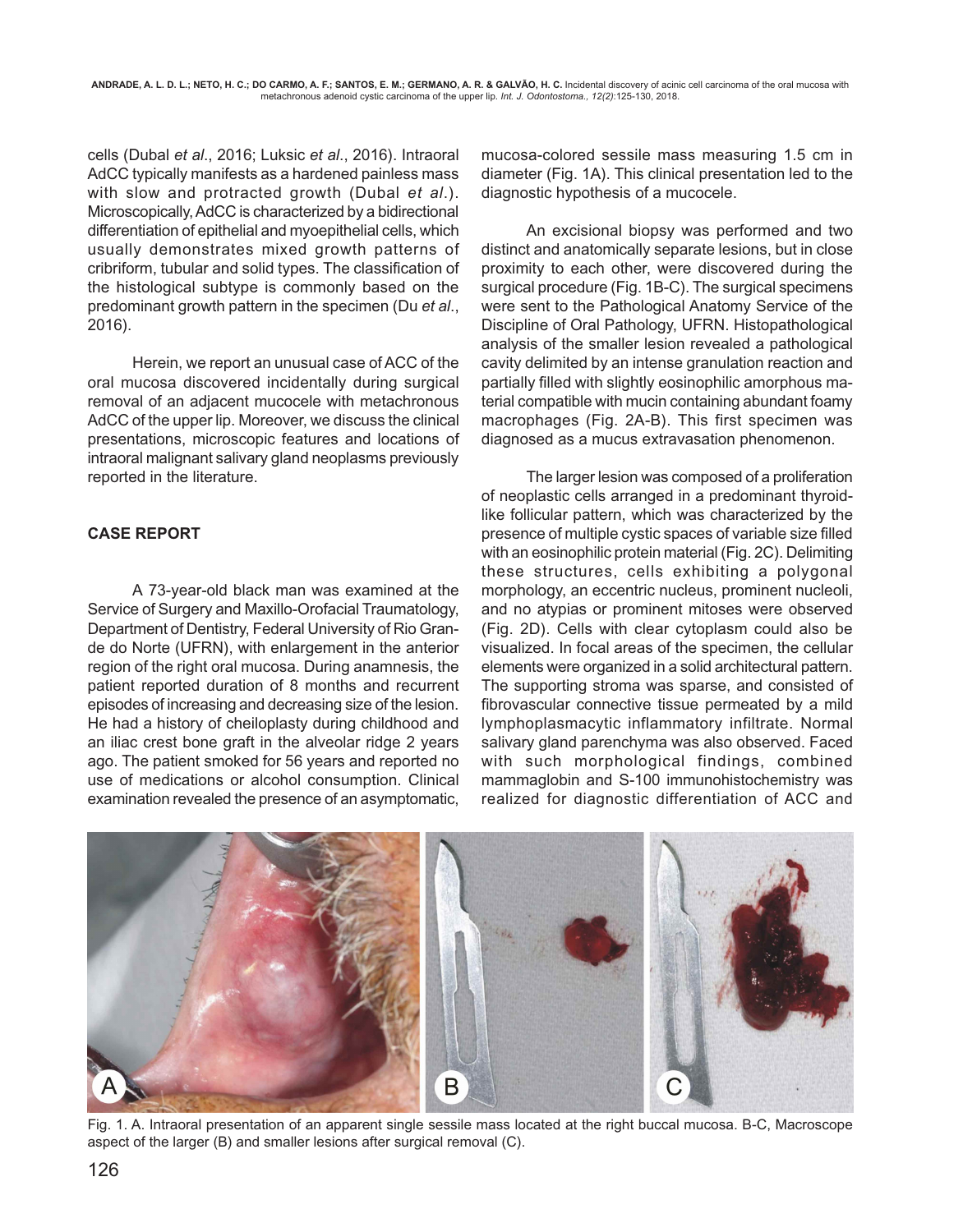cells (Dubal *et al*., 2016; Luksic *et al*., 2016). Intraoral AdCC typically manifests as a hardened painless mass with slow and protracted growth (Dubal *et al*.). Microscopically, AdCC is characterized by a bidirectional differentiation of epithelial and myoepithelial cells, which usually demonstrates mixed growth patterns of cribriform, tubular and solid types. The classification of the histological subtype is commonly based on the predominant growth pattern in the specimen (Du *et al*., 2016).

Herein, we report an unusual case of ACC of the oral mucosa discovered incidentally during surgical removal of an adjacent mucocele with metachronous AdCC of the upper lip. Moreover, we discuss the clinical presentations, microscopic features and locations of intraoral malignant salivary gland neoplasms previously reported in the literature.

## CASE REPORT

A 73-year-old black man was examined at the Service of Surgery and Maxillo-Orofacial Traumatology, Department of Dentistry, Federal University of Rio Grande do Norte (UFRN), with enlargement in the anterior region of the right oral mucosa. During anamnesis, the patient reported duration of 8 months and recurrent episodes of increasing and decreasing size of the lesion. He had a history of cheiloplasty during childhood and an iliac crest bone graft in the alveolar ridge 2 years ago. The patient smoked for 56 years and reported no use of medications or alcohol consumption. Clinical examination revealed the presence of an asymptomatic, mucosa-colored sessile mass measuring 1.5 cm in diameter (Fig. 1A). This clinical presentation led to the diagnostic hypothesis of a mucocele.

An excisional biopsy was performed and two distinct and anatomically separate lesions, but in close proximity to each other, were discovered during the surgical procedure (Fig. 1B-C). The surgical specimens were sent to the Pathological Anatomy Service of the Discipline of Oral Pathology, UFRN. Histopathological analysis of the smaller lesion revealed a pathological cavity delimited by an intense granulation reaction and partially filled with slightly eosinophilic amorphous material compatible with mucin containing abundant foamy macrophages (Fig. 2A-B). This first specimen was diagnosed as a mucus extravasation phenomenon.

The larger lesion was composed of a proliferation of neoplastic cells arranged in a predominant thyroid-like follicular pattern, which was characterized by the presence of multiple cystic spaces of variable size filled with an eosinophilic protein material (Fig. 2C). Delimiting these structures, cells exhibiting a polygonal morphology, an eccentric nucleus, prominent nucleoli, and no atypias or prominent mitoses were observed (Fig. 2D). Cells with clear cytoplasm could also be visualized. In focal areas of the specimen, the cellular elements were organized in a solid architectural pattern. The supporting stroma was sparse, and consisted of fibrovascular connective tissue permeated by a mild lymphoplasmacytic inflammatory infiltrate. Normal salivary gland parenchyma was also observed. Faced with such morphological findings, combined mammaglobin and S-100 immunohistochemistry was realized for diagnostic differentiation of ACC and

Fig. 1. A. Intraoral presentation of an apparent single sessile mass located at the right buccal mucosa. B-C, Macroscope aspect of the larger (B) and smaller lesions after surgical removal (C).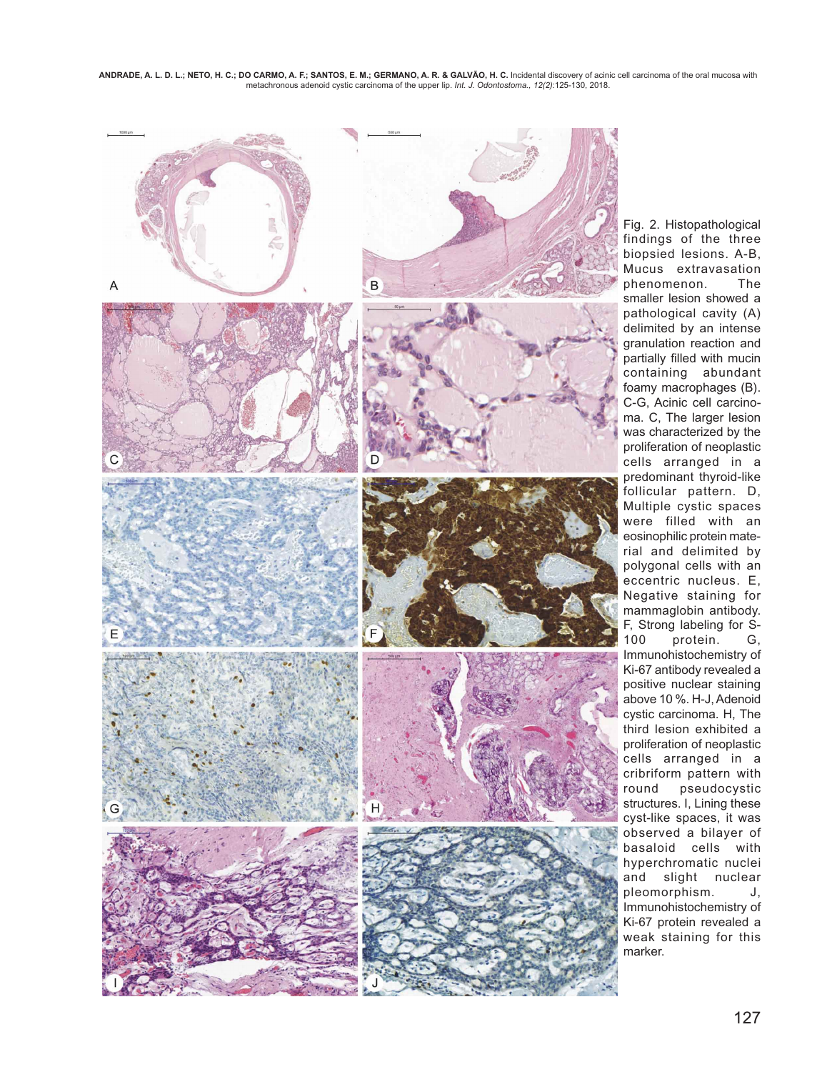Fig. 2. Histopathological findings of the three biopsied lesions. A-B, Mucus extravasation phenomenon. The smaller lesion showed a pathological cavity (A) delimited by an intense granulation reaction and partially filled with mucin containing abundant foamy macrophages (B). C-G, Acinic cell carcinoma. C, The larger lesion was characterized by the proliferation of neoplastic cells arranged in a predominant thyroid-like follicular pattern. D, Multiple cystic spaces were filled with an eosinophilic protein material and delimited by polygonal cells with an eccentric nucleus. E, Negative staining for mammaglobin antibody. F, Strong labeling for S-100 protein. G, Immunohistochemistry of Ki-67 antibody revealed a positive nuclear staining above 10 %. H-J, Adenoid cystic carcinoma. H, The third lesion exhibited a proliferation of neoplastic cells arranged in a cribriform pattern with round pseudocystic structures. I, Lining these cyst-like spaces, it was observed a bilayer of basaloid cells with hyperchromatic nuclei and slight nuclear pleomorphism. J, Immunohistochemistry of Ki-67 protein revealed a weak staining for this marker.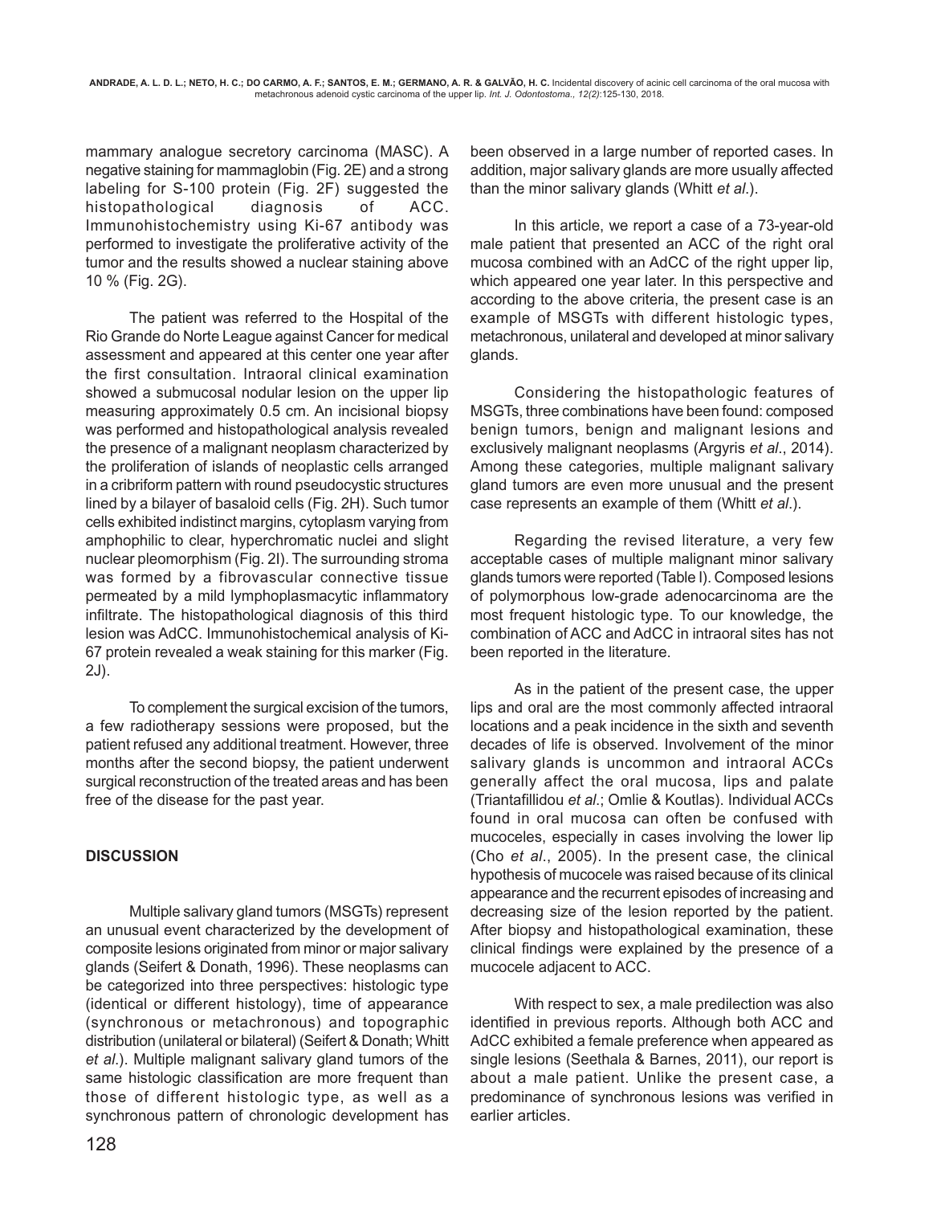mammary analogue secretory carcinoma (MASC). A negative staining for mammaglobin (Fig. 2E) and a strong labeling for S-100 protein (Fig. 2F) suggested the histopathological diagnosis of ACC. Immunohistochemistry using Ki-67 antibody was performed to investigate the proliferative activity of the tumor and the results showed a nuclear staining above 10 % (Fig. 2G).

The patient was referred to the Hospital of the Rio Grande do Norte League against Cancer for medical assessment and appeared at this center one year after the first consultation. Intraoral clinical examination showed a submucosal nodular lesion on the upper lip measuring approximately 0.5 cm. An incisional biopsy was performed and histopathological analysis revealed the presence of a malignant neoplasm characterized by the proliferation of islands of neoplastic cells arranged in a cribriform pattern with round pseudocystic structures lined by a bilayer of basaloid cells (Fig. 2H). Such tumor cells exhibited indistinct margins, cytoplasm varying from amphophilic to clear, hyperchromatic nuclei and slight nuclear pleomorphism (Fig. 2I). The surrounding stroma was formed by a fibrovascular connective tissue permeated by a mild lymphoplasmacytic inflammatory infiltrate. The histopathological diagnosis of this third lesion was AdCC. Immunohistochemical analysis of Ki-67 protein revealed a weak staining for this marker (Fig. 2J).

To complement the surgical excision of the tumors, a few radiotherapy sessions were proposed, but the patient refused any additional treatment. However, three months after the second biopsy, the patient underwent surgical reconstruction of the treated areas and has been free of the disease for the past year.

## DISCUSSION

Multiple salivary gland tumors (MSGTs) represent an unusual event characterized by the development of composite lesions originated from minor or major salivary glands (Seifert & Donath, 1996). These neoplasms can be categorized into three perspectives: histologic type (identical or different histology), time of appearance (synchronous or metachronous) and topographic distribution (unilateral or bilateral) (Seifert & Donath; Whitt *et al*.). Multiple malignant salivary gland tumors of the same histologic classification are more frequent than those of different histologic type, as well as a synchronous pattern of chronologic development has been observed in a large number of reported cases. In addition, major salivary glands are more usually affected than the minor salivary glands (Whitt *et al*.).

In this article, we report a case of a 73-year-old male patient that presented an ACC of the right oral mucosa combined with an AdCC of the right upper lip, which appeared one year later. In this perspective and according to the above criteria, the present case is an example of MSGTs with different histologic types, metachronous, unilateral and developed at minor salivary glands.

Considering the histopathologic features of MSGTs, three combinations have been found: composed benign tumors, benign and malignant lesions and exclusively malignant neoplasms (Argyris *et al*., 2014). Among these categories, multiple malignant salivary gland tumors are even more unusual and the present case represents an example of them (Whitt *et al*.).

Regarding the revised literature, a very few acceptable cases of multiple malignant minor salivary glands tumors were reported (Table I). Composed lesions of polymorphous low-grade adenocarcinoma are the most frequent histologic type. To our knowledge, the combination of ACC and AdCC in intraoral sites has not been reported in the literature.

As in the patient of the present case, the upper lips and oral are the most commonly affected intraoral locations and a peak incidence in the sixth and seventh decades of life is observed. Involvement of the minor salivary glands is uncommon and intraoral ACCs generally affect the oral mucosa, lips and palate (Triantafillidou *et al*.; Omlie & Koutlas). Individual ACCs found in oral mucosa can often be confused with mucoceles, especially in cases involving the lower lip (Cho *et al*., 2005). In the present case, the clinical hypothesis of mucocele was raised because of its clinical appearance and the recurrent episodes of increasing and decreasing size of the lesion reported by the patient. After biopsy and histopathological examination, these clinical findings were explained by the presence of a mucocele adjacent to ACC.

With respect to sex, a male predilection was also identified in previous reports. Although both ACC and AdCC exhibited a female preference when appeared as single lesions (Seethala & Barnes, 2011), our report is about a male patient. Unlike the present case, a predominance of synchronous lesions was verified in earlier articles.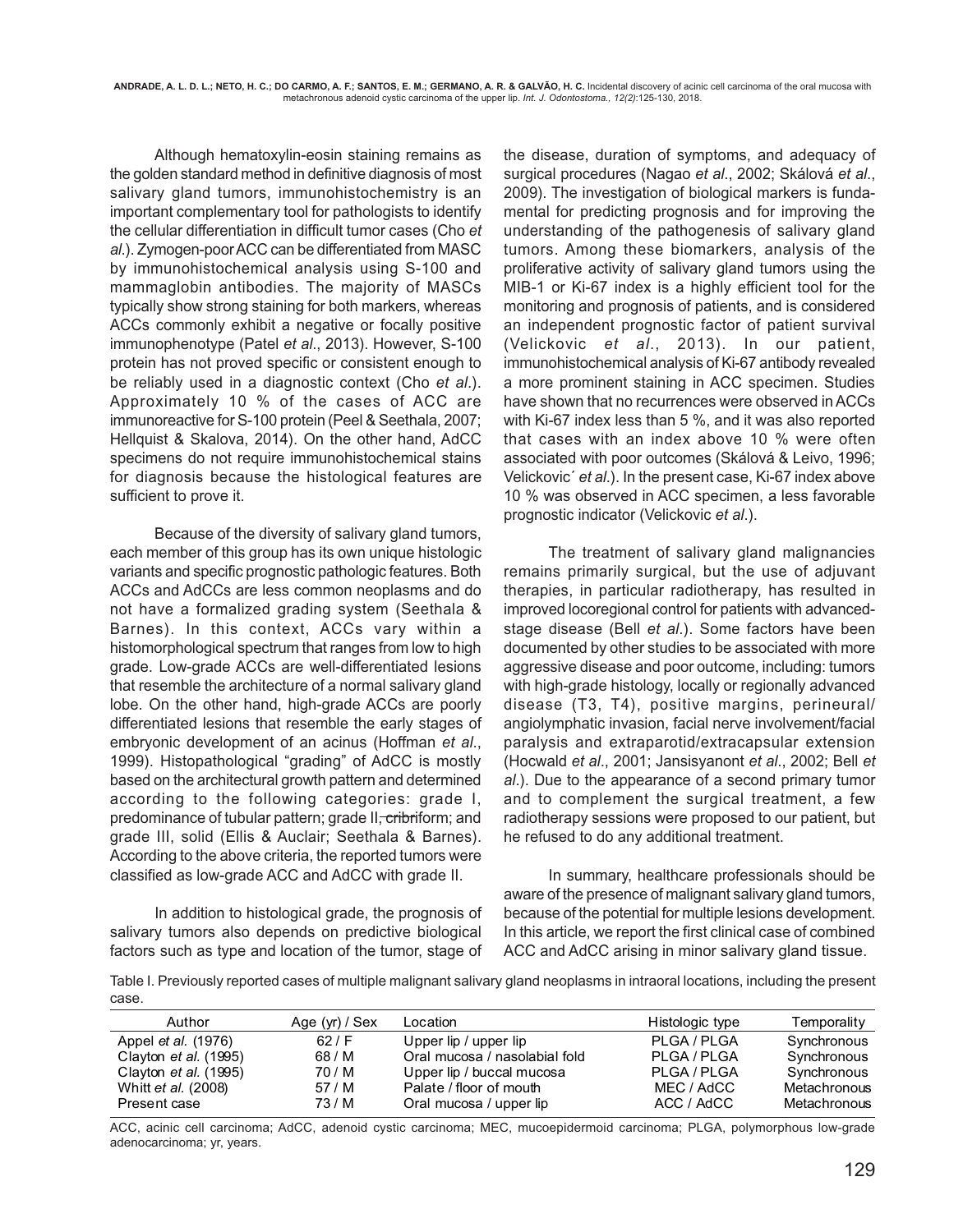Although hematoxylin-eosin staining remains as the golden standard method in definitive diagnosis of most salivary gland tumors, immunohistochemistry is an important complementary tool for pathologists to identify the cellular differentiation in difficult tumor cases (Cho *et al*.). Zymogen-poor ACC can be differentiated from MASC by immunohistochemical analysis using S-100 and mammaglobin antibodies. The majority of MASCs typically show strong staining for both markers, whereas ACCs commonly exhibit a negative or focally positive immunophenotype (Patel *et al*., 2013). However, S-100 protein has not proved specific or consistent enough to be reliably used in a diagnostic context (Cho *et al*.). Approximately 10 % of the cases of ACC are immunoreactive for S-100 protein (Peel & Seethala, 2007; Hellquist & Skalova, 2014). On the other hand, AdCC specimens do not require immunohistochemical stains for diagnosis because the histological features are sufficient to prove it.

Because of the diversity of salivary gland tumors, each member of this group has its own unique histologic variants and specific prognostic pathologic features. Both ACCs and AdCCs are less common neoplasm and do not have a formalized grading system (Seethala & Barnes). In this context, ACCs vary within a histomorphological spectrum that ranges from low to high grade. Low-grade ACCs are well-differentiated lesions that resemble the architecture of a normal salivary gland lobe. On the other hand, high-grade ACCs are poorly differentiated lesions that resemble the early stages of embryonic development of an acinus (Hoffman *et al*., 1999). Histopathological "grading" of AdCC is mostly based on the architectural growth pattern and determined according to the following categories: grade I, predominance of tubular pattern; grade II, cribriform; and grade III, solid (Ellis & Auclair; Seethala & Barnes). According to the above criteria, the reported tumors were classified as low-grade ACC and AdCC with grade II.

In addition to histological grade, the prognosis of salivary tumors also depends on predictive biological factors such as type and location of the tumor, stage of the disease, duration of symptoms, and adequacy of surgical procedures (Nagao *et al*., 2002; Skálová *et al*., 2009). The investigation of biological markers is fundamental for predicting prognosis and for improving the understanding of the pathogenesis of salivary gland tumors. Among these biomarkers, analysis of the proliferative activity of salivary gland tumors using the MIB-1 or Ki-67 index is a highly efficient tool for the monitoring and prognosis of patients, and is considered an independent prognostic factor of patient survival (Velickovic *et al*., 2013). In our patient, immunohistochemical analysis of Ki-67 antibody revealed a more prominent staining in ACC specimen. Studies have shown that no recurrences were observed in ACCs with Ki-67 index less than 5 %, and it was also reported that cases with an index above 10 % were often associated with poor outcomes (Skálová & Leivo, 1996; Velickovic´ *et al*.). In the present case, Ki-67 index above 10 % was observed in ACC specimen, a less favorable prognostic indicator (Velickovic *et al*.).

The treatment of salivary gland malignancies remains primarily surgical, but the use of adjuvant therapies, in particular radiotherapy, has resulted in improved locoregional control for patients with advanced-stage disease (Bell *et al*.). Some factors have been documented by other studies to be associated with more aggressive disease and poor outcome, including: tumors with high-grade histology, locally or regionally advanced disease (T3, T4), positive margins, perineural/angiolymphatic invasion, facial nerve involvement/facial paralysis and extraparotid/extracapsular extension (Hocwald *et al*., 2001; Jansisyanont *et al*., 2002; Bell *et al*.). Due to the appearance of a second primary tumor and to complement the surgical treatment, a few radiotherapy sessions were proposed to our patient, but he refused to do any additional treatment.

In summary, healthcare professionals should be aware of the presence of malignant salivary gland tumors, because of the potential for multiple lesions development. In this article, we report the first clinical case of combined ACC and AdCC arising in minor salivary gland tissue.

Table I. Previously reported cases of multiple malignant salivary gland neoplasms in intraoral locations, including the present case.

| Author | Age (yr) / Sex | Location | Histologic type | Temporality |
|---|---|---|---|---|
| Appel *et al.* (1976) | 62 / F | Upper lip / upper lip | PLGA / PLGA | Synchronous |
| Clayton *et al.* (1995) | 68 / M | Oral mucosa / nasolabial fold | PLGA / PLGA | Synchronous |
| Clayton *et al.* (1995) | 70 / M | Upper lip / buccal mucosa | PLGA / PLGA | Synchronous |
| Whitt *et al.* (2008) | 57 / M | Palate / floor of mouth | MEC / AdCC | Metachronous |
| Present case | 73 / M | Oral mucosa / upper lip | ACC / AdCC | Metachronous |

ACC, acinic cell carcinoma; AdCC, adenoid cystic carcinoma; MEC, mucoepidermoid carcinoma; PLGA, polymorphous low-grade adenocarcinoma; yr, years.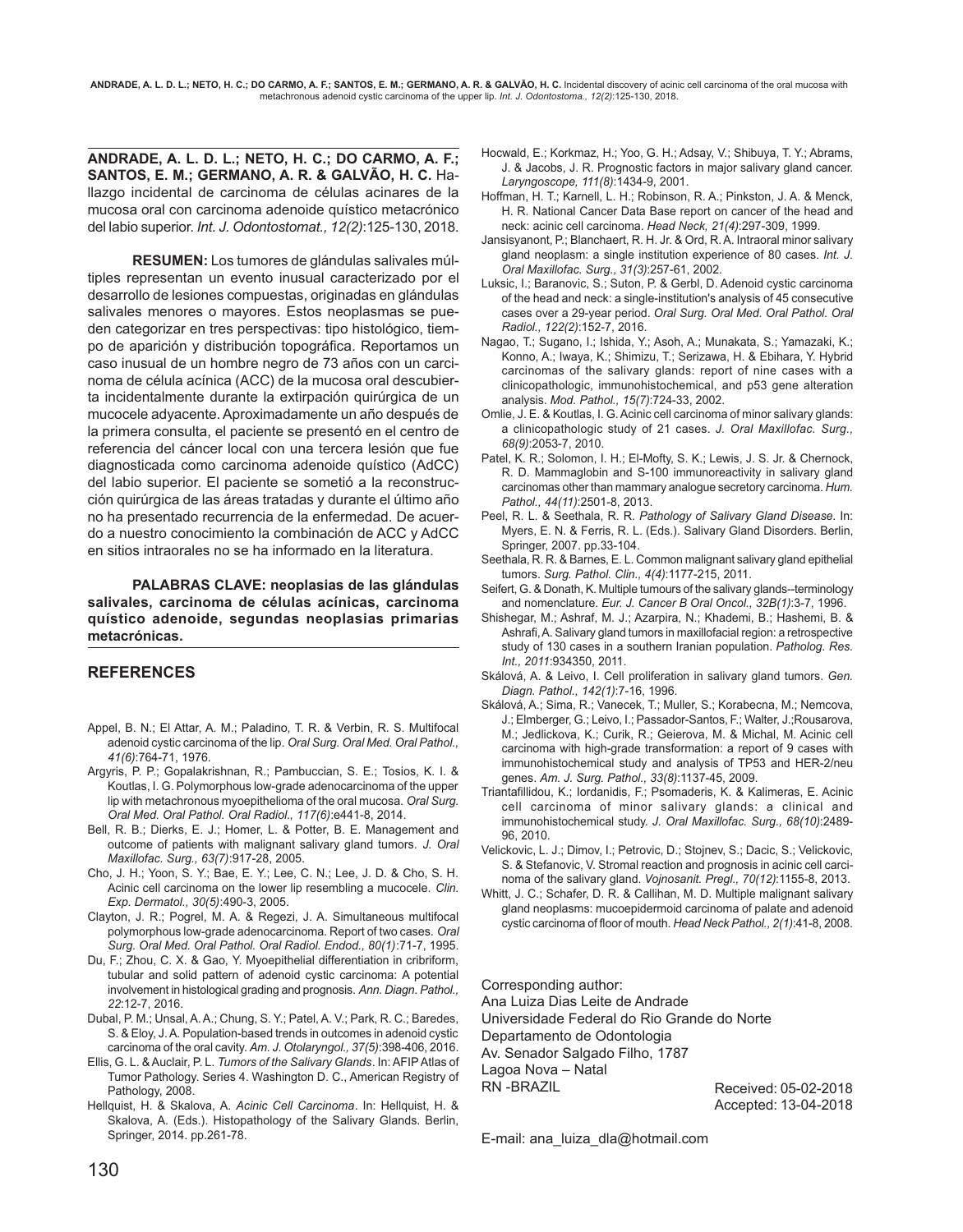**ANDRADE, A. L. D. L.; NETO, H. C.; DO CARMO, A. F.; SANTOS, E. M.; GERMANO, A. R. & GALVÃO, H. C.** Hallazgo incidental de carcinoma de células acinares de la mucosa oral con carcinoma adenoide quístico metacrónico del labio superior. *Int. J. Odontostomat., 12(2)*:125-130, 2018.

**RESUMEN:** Los tumores de glándulas salivales múltiples representan un evento inusual caracterizado por el desarrollo de lesiones compuestas, originadas en glándulas salivales menores o mayores. Estos neoplasmas se pueden categorizar en tres perspectivas: tipo histológico, tiempo de aparición y distribución topográfica. Reportamos un caso inusual de un hombre negro de 73 años con un carcinoma de célula acínica (ACC) de la mucosa oral descubierta incidentalmente durante la extirpación quirúrgica de un mucocele adyacente. Aproximadamente un año después de la primera consulta, el paciente se presentó en el centro de referencia del cáncer local con una tercera lesión que fue diagnosticada como carcinoma adenoide quístico (AdCC) del labio superior. El paciente se sometió a la reconstrucción quirúrgica de las áreas tratadas y durante el último año no ha presentado recurrencia de la enfermedad. De acuerdo a nuestro conocimiento la combinación de ACC y AdCC en sitios intraorales no se ha informado en la literatura.

**PALABRAS CLAVE: neoplasias de las glándulas salivales, carcinoma de células acínicas, carcinoma quístico adenoide, segundas neoplasias primarias metacrónicas.**

## REFERENCES

Appel, B. N.; El Attar, A. M.; Paladino, T. R. & Verbin, R. S. Multifocal adenoid cystic carcinoma of the lip. *Oral Surg. Oral Med. Oral Pathol., 41(6)*:764-71, 1976.

Argyris, P. P.; Gopalakrishnan, R.; Pambuccian, S. E.; Tosios, K. I. & Koutlas, I. G. Polymorphous low-grade adenocarcinoma of the upper lip with metachronous myoepithelioma of the oral mucosa. *Oral Surg. Oral Med. Oral Pathol. Oral Radiol., 117(6)*:e441-8, 2014.

Bell, R. B.; Dierks, E. J.; Homer, L. & Potter, B. E. Management and outcome of patients with malignant salivary gland tumors. *J. Oral Maxillofac. Surg., 63(7)*:917-28, 2005.

Cho, J. H.; Yoon, S. Y.; Bae, E. Y.; Lee, C. N.; Lee, J. D. & Cho, S. H. Acinic cell carcinoma on the lower lip resembling a mucocele. *Clin. Exp. Dermatol., 30(5)*:490-3, 2005.

Clayton, J. R.; Pogrel, M. A. & Regezi, J. A. Simultaneous multifocal polymorphous low-grade adenocarcinoma. Report of two cases. *Oral Surg. Oral Med. Oral Pathol. Oral Radiol. Endod., 80(1)*:71-7, 1995.

Du, F.; Zhou, C. X. & Gao, Y. Myoepithelial differentiation in cribriform, tubular and solid pattern of adenoid cystic carcinoma: A potential involvement in histological grading and prognosis. *Ann. Diagn. Pathol., 22*:12-7, 2016.

Dubal, P. M.; Unsal, A. A.; Chung, S. Y.; Patel, A. V.; Park, R. C.; Baredes, S. & Eloy, J. A. Population-based trends in outcomes in adenoid cystic carcinoma of the oral cavity. *Am. J. Otolaryngol., 37(5)*:398-406, 2016.

Ellis, G. L. & Auclair, P. L. *Tumors of the Salivary Glands*. In: AFIP Atlas of Tumor Pathology. Series 4. Washington D. C., American Registry of Pathology, 2008.

Hellquist, H. & Skalova, A. *Acinic Cell Carcinoma*. In: Hellquist, H. & Skalova, A. (Eds.). Histopathology of the Salivary Glands. Berlin, Springer, 2014. pp.261-78.

Hocwald, E.; Korkmaz, H.; Yoo, G. H.; Adsay, V.; Shibuya, T. Y.; Abrams, J. & Jacobs, J. R. Prognostic factors in major salivary gland cancer. *Laryngoscope, 111(8)*:1434-9, 2001.

Hoffman, H. T.; Karnell, L. H.; Robinson, R. A.; Pinkston, J. A. & Menck, H. R. National Cancer Data Base report on cancer of the head and neck: acinic cell carcinoma. *Head Neck, 21(4)*:297-309, 1999.

Jansisyanont, P.; Blanchaert, R. H. Jr. & Ord, R. A. Intraoral minor salivary gland neoplasm: a single institution experience of 80 cases. *Int. J. Oral Maxillofac. Surg., 31(3)*:257-61, 2002.

Luksic, I.; Baranovic, S.; Suton, P. & Gerbl, D. Adenoid cystic carcinoma of the head and neck: a single-institution's analysis of 45 consecutive cases over a 29-year period. *Oral Surg. Oral Med. Oral Pathol. Oral Radiol., 122(2)*:152-7, 2016.

Nagao, T.; Sugano, I.; Ishida, Y.; Asoh, A.; Munakata, S.; Yamazaki, K.; Konno, A.; Iwaya, K.; Shimizu, T.; Serizawa, H. & Ebihara, Y. Hybrid carcinomas of the salivary glands: report of nine cases with a clinicopathologic, immunohistochemical, and p53 gene alteration analysis. *Mod. Pathol., 15(7)*:724-33, 2002.

Omlie, J. E. & Koutlas, I. G. Acinic cell carcinoma of minor salivary glands: a clinicopathologic study of 21 cases. *J. Oral Maxillofac. Surg., 68(9)*:2053-7, 2010.

Patel, K. R.; Solomon, I. H.; El-Mofty, S. K.; Lewis, J. S. Jr. & Chernock, R. D. Mammaglobin and S-100 immunoreactivity in salivary gland carcinomas other than mammary analogue secretory carcinoma. *Hum. Pathol., 44(11)*:2501-8, 2013.

Peel, R. L. & Seethala, R. R. *Pathology of Salivary Gland Disease*. In: Myers, E. N. & Ferris, R. L. (Eds.). Salivary Gland Disorders. Berlin, Springer, 2007. pp.33-104.

Seethala, R. R. & Barnes, E. L. Common malignant salivary gland epithelial tumors. *Surg. Pathol. Clin., 4(4)*:1177-215, 2011.

Seifert, G. & Donath, K. Multiple tumours of the salivary glands--terminology and nomenclature. *Eur. J. Cancer B Oral Oncol., 32B(1)*:3-7, 1996.

Shishegar, M.; Ashraf, M. J.; Azarpira, N.; Khademi, B.; Hashemi, B. & Ashrafi, A. Salivary gland tumors in maxillofacial region: a retrospective study of 130 cases in a southern Iranian population. *Patholog. Res. Int., 2011*:934350, 2011.

Skálová, A. & Leivo, I. Cell proliferation in salivary gland tumors. *Gen. Diagn. Pathol., 142(1)*:7-16, 1996.

Skálová, A.; Sima, R.; Vanecek, T.; Muller, S.; Korabecna, M.; Nemcova, J.; Elmberger, G.; Leivo, I.; Passador-Santos, F.; Walter, J.;Rousarova, M.; Jedlickova, K.; Curik, R.; Geierova, M. & Michal, M. Acinic cell carcinoma with high-grade transformation: a report of 9 cases with immunohistochemical study and analysis of TP53 and HER-2/neu genes. *Am. J. Surg. Pathol., 33(8)*:1137-45, 2009.

Triantafillidou, K.; Iordanidis, F.; Psomaderis, K. & Kalimeras, E. Acinic cell carcinoma of minor salivary glands: a clinical and immunohistochemical study. *J. Oral Maxillofac. Surg., 68(10)*:2489-96, 2010.

Velickovic, L. J.; Dimov, I.; Petrovic, D.; Stojnev, S.; Dacic, S.; Velickovic, S. & Stefanovic, V. Stromal reaction and prognosis in acinic cell carcinoma of the salivary gland. *Vojnosanit. Pregl., 70(12)*:1155-8, 2013.

Whitt, J. C.; Schafer, D. R. & Callihan, M. D. Multiple malignant salivary gland neoplasms: mucoepidermoid carcinoma of palate and adenoid cystic carcinoma of floor of mouth. *Head Neck Pathol., 2(1)*:41-8, 2008.

Corresponding author:
Ana Luiza Dias Leite de Andrade
Universidade Federal do Rio Grande do Norte
Departamento de Odontologia
Av. Senador Salgado Filho, 1787
Lagoa Nova – Natal
RN -BRAZIL

Received: 05-02-2018
Accepted: 13-04-2018

E-mail: ana_luiza_dla@hotmail.com